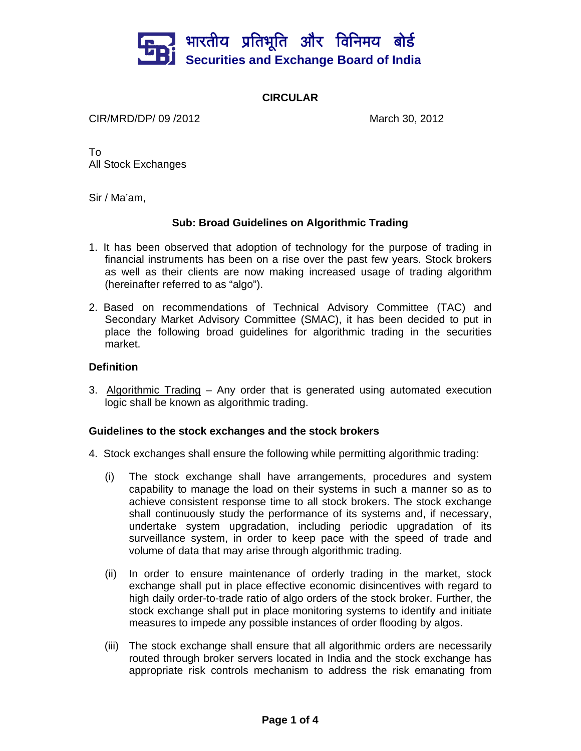भारतीय प्रतिभूति और विनिमय बोर्ड
**Securities and Exchange Board of India**

## CIRCULAR

CIR/MRD/DP/ 09 /2012 March 30, 2012

To
All Stock Exchanges

Sir / Ma'am,

**Sub: Broad Guidelines on Algorithmic Trading**

1. It has been observed that adoption of technology for the purpose of trading in financial instruments has been on a rise over the past few years. Stock brokers as well as their clients are now making increased usage of trading algorithm (hereinafter referred to as "algo").

2. Based on recommendations of Technical Advisory Committee (TAC) and Secondary Market Advisory Committee (SMAC), it has been decided to put in place the following broad guidelines for algorithmic trading in the securities market.

### Definition

3. Algorithmic Trading – Any order that is generated using automated execution logic shall be known as algorithmic trading.

### Guidelines to the stock exchanges and the stock brokers

4. Stock exchanges shall ensure the following while permitting algorithmic trading:

   (i) The stock exchange shall have arrangements, procedures and system capability to manage the load on their systems in such a manner so as to achieve consistent response time to all stock brokers. The stock exchange shall continuously study the performance of its systems and, if necessary, undertake system upgradation, including periodic upgradation of its surveillance system, in order to keep pace with the speed of trade and volume of data that may arise through algorithmic trading.

   (ii) In order to ensure maintenance of orderly trading in the market, stock exchange shall put in place effective economic disincentives with regard to high daily order-to-trade ratio of algo orders of the stock broker. Further, the stock exchange shall put in place monitoring systems to identify and initiate measures to impede any possible instances of order flooding by algos.

   (iii) The stock exchange shall ensure that all algorithmic orders are necessarily routed through broker servers located in India and the stock exchange has appropriate risk controls mechanism to address the risk emanating from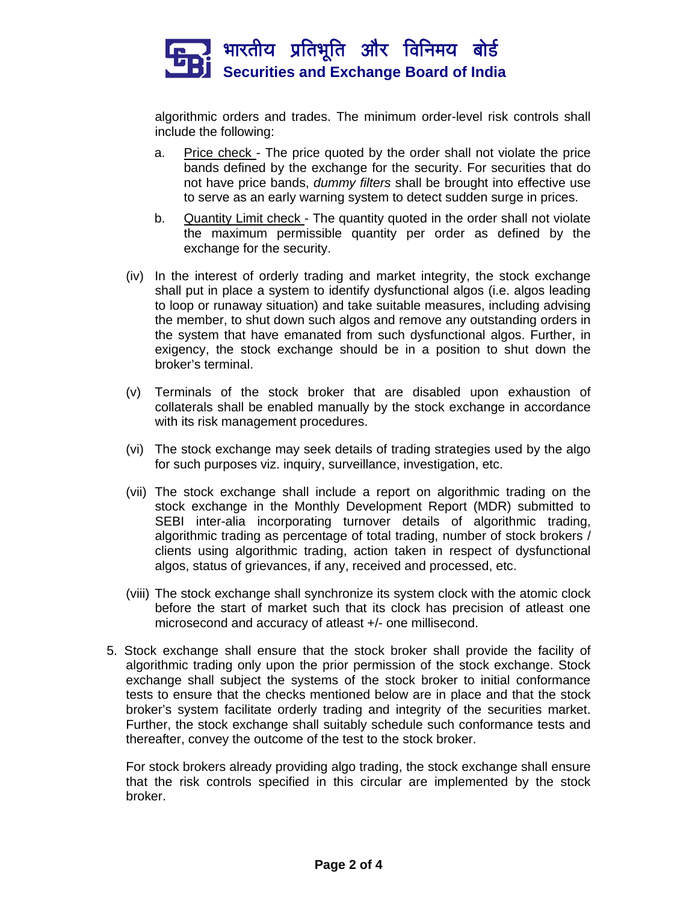algorithmic orders and trades. The minimum order-level risk controls shall include the following:

a. Price check - The price quoted by the order shall not violate the price bands defined by the exchange for the security. For securities that do not have price bands, *dummy filters* shall be brought into effective use to serve as an early warning system to detect sudden surge in prices.

b. Quantity Limit check - The quantity quoted in the order shall not violate the maximum permissible quantity per order as defined by the exchange for the security.

(iv) In the interest of orderly trading and market integrity, the stock exchange shall put in place a system to identify dysfunctional algos (i.e. algos leading to loop or runaway situation) and take suitable measures, including advising the member, to shut down such algos and remove any outstanding orders in the system that have emanated from such dysfunctional algos. Further, in exigency, the stock exchange should be in a position to shut down the broker's terminal.

(v) Terminals of the stock broker that are disabled upon exhaustion of collaterals shall be enabled manually by the stock exchange in accordance with its risk management procedures.

(vi) The stock exchange may seek details of trading strategies used by the algo for such purposes viz. inquiry, surveillance, investigation, etc.

(vii) The stock exchange shall include a report on algorithmic trading on the stock exchange in the Monthly Development Report (MDR) submitted to SEBI inter-alia incorporating turnover details of algorithmic trading, algorithmic trading as percentage of total trading, number of stock brokers / clients using algorithmic trading, action taken in respect of dysfunctional algos, status of grievances, if any, received and processed, etc.

(viii) The stock exchange shall synchronize its system clock with the atomic clock before the start of market such that its clock has precision of atleast one microsecond and accuracy of atleast +/- one millisecond.

5. Stock exchange shall ensure that the stock broker shall provide the facility of algorithmic trading only upon the prior permission of the stock exchange. Stock exchange shall subject the systems of the stock broker to initial conformance tests to ensure that the checks mentioned below are in place and that the stock broker's system facilitate orderly trading and integrity of the securities market. Further, the stock exchange shall suitably schedule such conformance tests and thereafter, convey the outcome of the test to the stock broker.

For stock brokers already providing algo trading, the stock exchange shall ensure that the risk controls specified in this circular are implemented by the stock broker.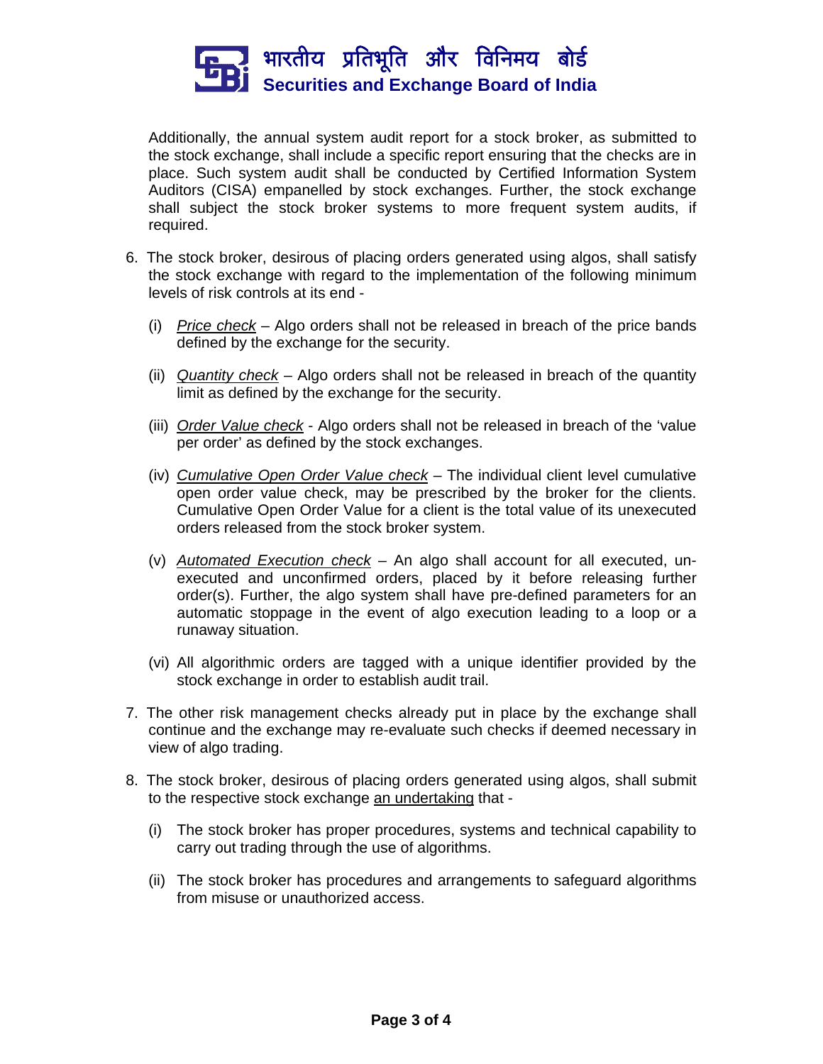Additionally, the annual system audit report for a stock broker, as submitted to the stock exchange, shall include a specific report ensuring that the checks are in place. Such system audit shall be conducted by Certified Information System Auditors (CISA) empanelled by stock exchanges. Further, the stock exchange shall subject the stock broker systems to more frequent system audits, if required.

6. The stock broker, desirous of placing orders generated using algos, shall satisfy the stock exchange with regard to the implementation of the following minimum levels of risk controls at its end -

   (i) *Price check* – Algo orders shall not be released in breach of the price bands defined by the exchange for the security.

   (ii) *Quantity check* – Algo orders shall not be released in breach of the quantity limit as defined by the exchange for the security.

   (iii) *Order Value check* - Algo orders shall not be released in breach of the 'value per order' as defined by the stock exchanges.

   (iv) *Cumulative Open Order Value check* – The individual client level cumulative open order value check, may be prescribed by the broker for the clients. Cumulative Open Order Value for a client is the total value of its unexecuted orders released from the stock broker system.

   (v) *Automated Execution check* – An algo shall account for all executed, un-executed and unconfirmed orders, placed by it before releasing further order(s). Further, the algo system shall have pre-defined parameters for an automatic stoppage in the event of algo execution leading to a loop or a runaway situation.

   (vi) All algorithmic orders are tagged with a unique identifier provided by the stock exchange in order to establish audit trail.

7. The other risk management checks already put in place by the exchange shall continue and the exchange may re-evaluate such checks if deemed necessary in view of algo trading.

8. The stock broker, desirous of placing orders generated using algos, shall submit to the respective stock exchange an undertaking that -

   (i) The stock broker has proper procedures, systems and technical capability to carry out trading through the use of algorithms.

   (ii) The stock broker has procedures and arrangements to safeguard algorithms from misuse or unauthorized access.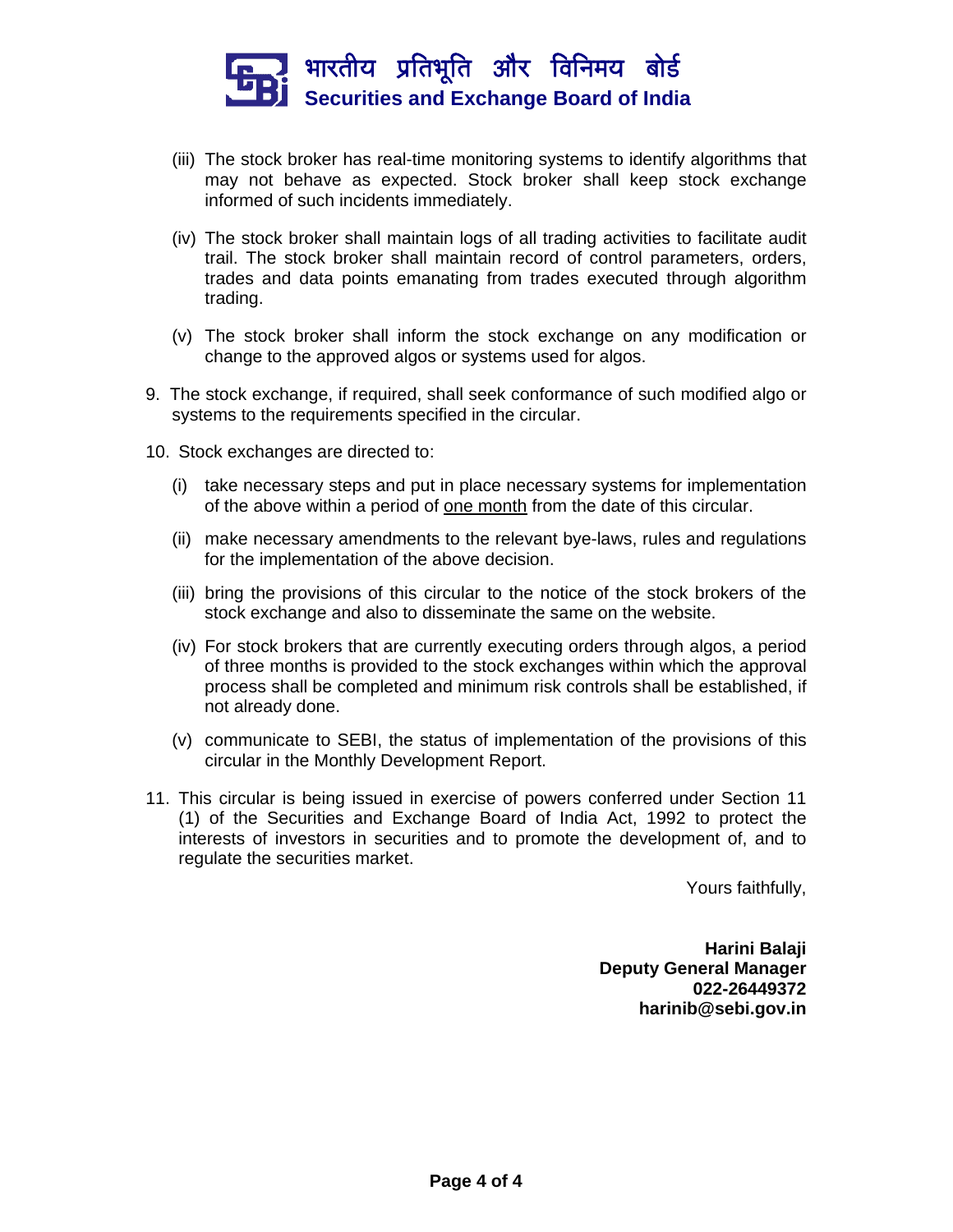(iii) The stock broker has real-time monitoring systems to identify algorithms that may not behave as expected. Stock broker shall keep stock exchange informed of such incidents immediately.

(iv) The stock broker shall maintain logs of all trading activities to facilitate audit trail. The stock broker shall maintain record of control parameters, orders, trades and data points emanating from trades executed through algorithm trading.

(v) The stock broker shall inform the stock exchange on any modification or change to the approved algos or systems used for algos.

9. The stock exchange, if required, shall seek conformance of such modified algo or systems to the requirements specified in the circular.

10. Stock exchanges are directed to:

(i) take necessary steps and put in place necessary systems for implementation of the above within a period of one month from the date of this circular.

(ii) make necessary amendments to the relevant bye-laws, rules and regulations for the implementation of the above decision.

(iii) bring the provisions of this circular to the notice of the stock brokers of the stock exchange and also to disseminate the same on the website.

(iv) For stock brokers that are currently executing orders through algos, a period of three months is provided to the stock exchanges within which the approval process shall be completed and minimum risk controls shall be established, if not already done.

(v) communicate to SEBI, the status of implementation of the provisions of this circular in the Monthly Development Report.

11. This circular is being issued in exercise of powers conferred under Section 11 (1) of the Securities and Exchange Board of India Act, 1992 to protect the interests of investors in securities and to promote the development of, and to regulate the securities market.

Yours faithfully,

**Harini Balaji**
**Deputy General Manager**
**022-26449372**
**harinib@sebi.gov.in**